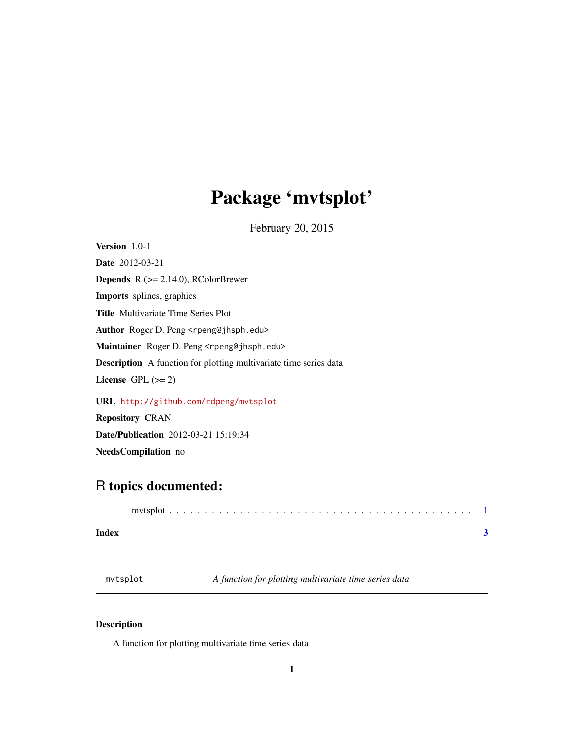# Package 'mvtsplot'

February 20, 2015

**Version** 1.0-1

**Date** 2012-03-21

**Depends** R (>= 2.14.0), RColorBrewer

**Imports** splines, graphics

**Title** Multivariate Time Series Plot

**Author** Roger D. Peng <rpeng@jhsph.edu>

**Maintainer** Roger D. Peng <rpeng@jhsph.edu>

**Description** A function for plotting multivariate time series data

**License** GPL (>= 2)

**URL** http://github.com/rdpeng/mvtsplot

**Repository** CRAN

**Date/Publication** 2012-03-21 15:19:34

**NeedsCompilation** no

## R topics documented:

mvtsplot . . . . . . . . . . . . . . . . . . . . . . . . . . . . . . . . . . . . . . . . . 1

**Index** **3**

---

mvtsplot *A function for plotting multivariate time series data*

---

### Description

A function for plotting multivariate time series data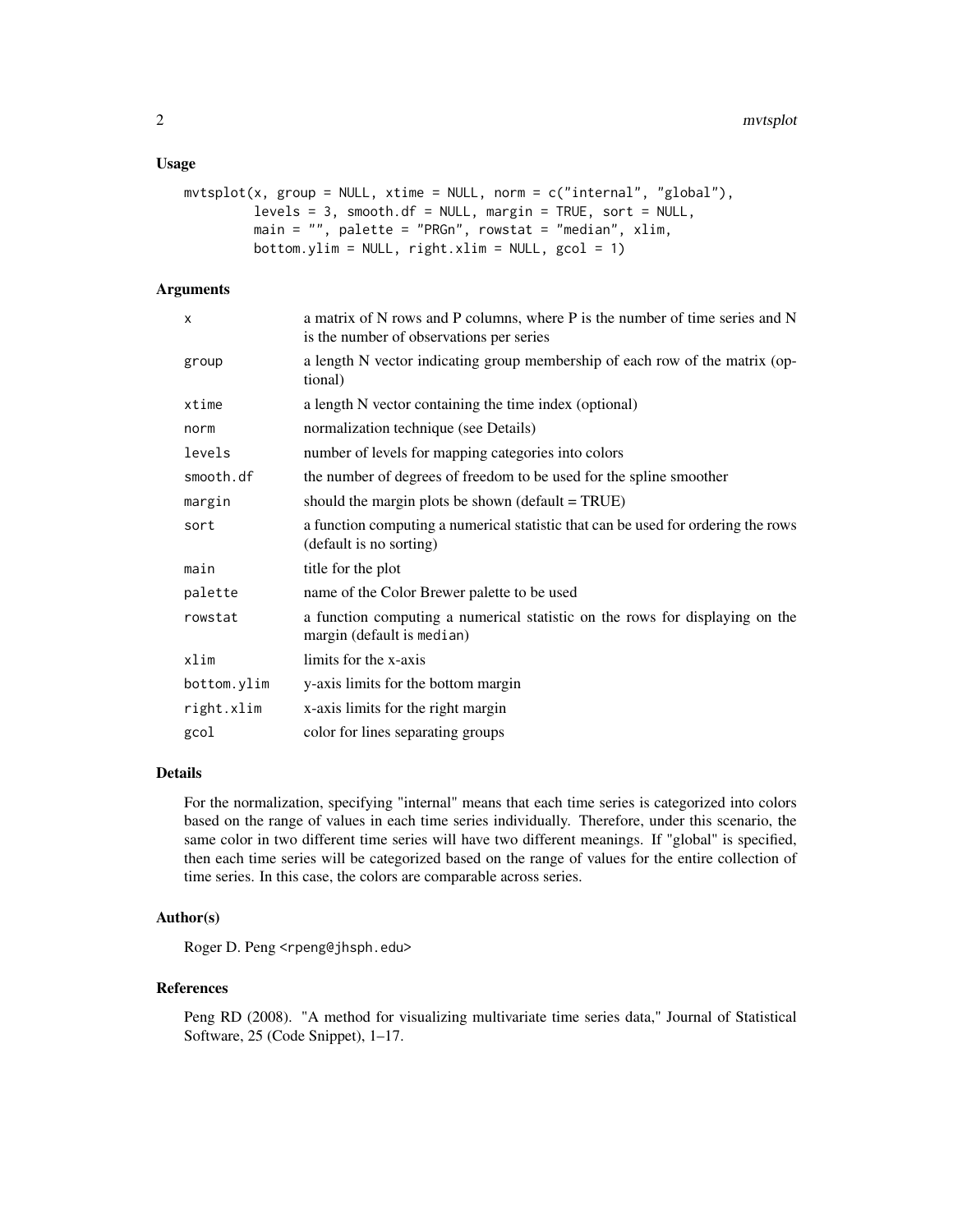### Usage

```
mvtsplot(x, group = NULL, xtime = NULL, norm = c("internal", "global"),
         levels = 3, smooth.df = NULL, margin = TRUE, sort = NULL,
         main = "", palette = "PRGn", rowstat = "median", xlim,
         bottom.ylim = NULL, right.xlim = NULL, gcol = 1)
```

### Arguments

| | |
|---|---|
| `x` | a matrix of N rows and P columns, where P is the number of time series and N is the number of observations per series |
| `group` | a length N vector indicating group membership of each row of the matrix (optional) |
| `xtime` | a length N vector containing the time index (optional) |
| `norm` | normalization technique (see Details) |
| `levels` | number of levels for mapping categories into colors |
| `smooth.df` | the number of degrees of freedom to be used for the spline smoother |
| `margin` | should the margin plots be shown (default = TRUE) |
| `sort` | a function computing a numerical statistic that can be used for ordering the rows (default is no sorting) |
| `main` | title for the plot |
| `palette` | name of the Color Brewer palette to be used |
| `rowstat` | a function computing a numerical statistic on the rows for displaying on the margin (default is `median`) |
| `xlim` | limits for the x-axis |
| `bottom.ylim` | y-axis limits for the bottom margin |
| `right.xlim` | x-axis limits for the right margin |
| `gcol` | color for lines separating groups |

### Details

For the normalization, specifying "internal" means that each time series is categorized into colors based on the range of values in each time series individually. Therefore, under this scenario, the same color in two different time series will have two different meanings. If "global" is specified, then each time series will be categorized based on the range of values for the entire collection of time series. In this case, the colors are comparable across series.

### Author(s)

Roger D. Peng <rpeng@jhsph.edu>

### References

Peng RD (2008). "A method for visualizing multivariate time series data," Journal of Statistical Software, 25 (Code Snippet), 1–17.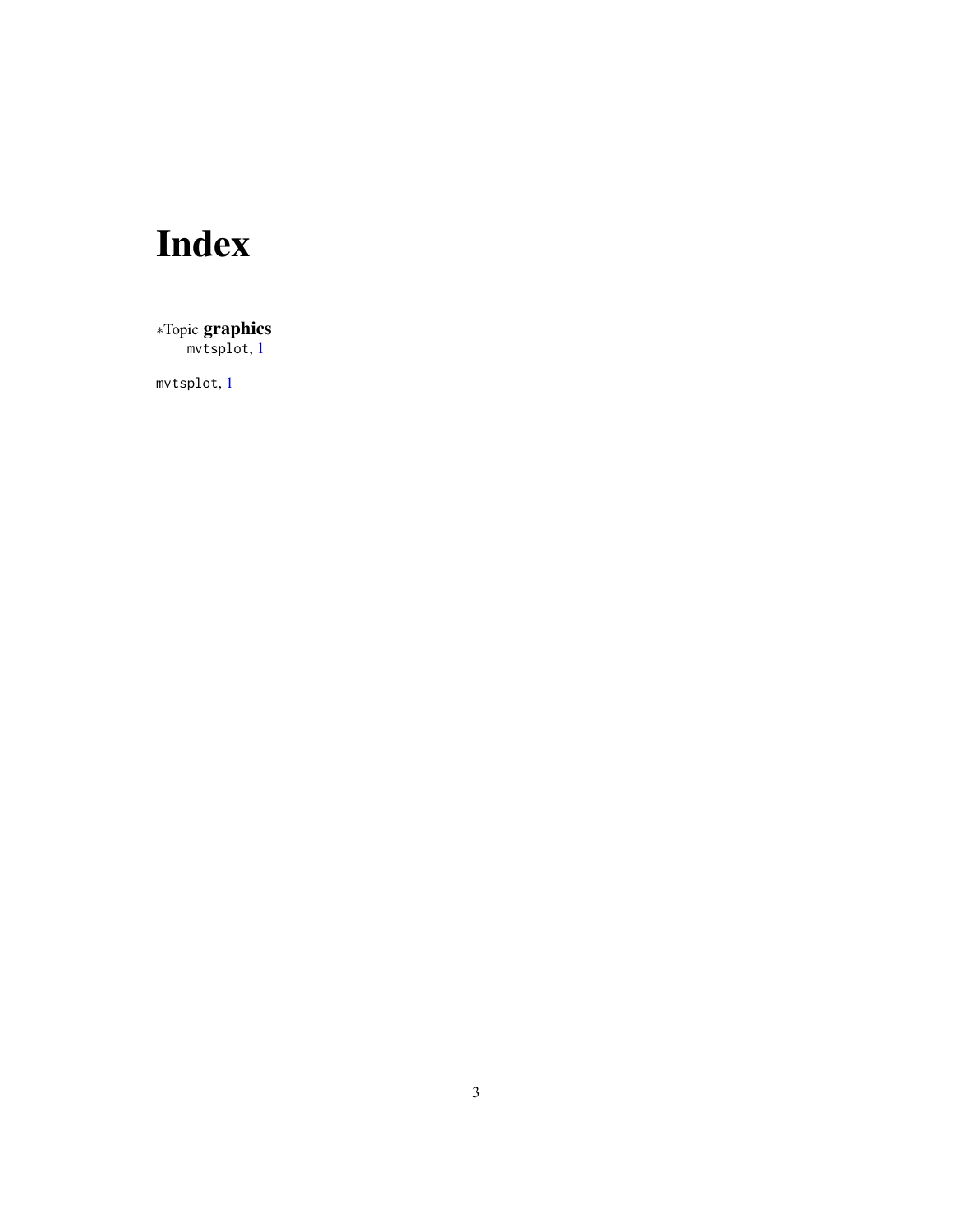# Index

∗Topic **graphics**
    mvtsplot, 1

mvtsplot, 1